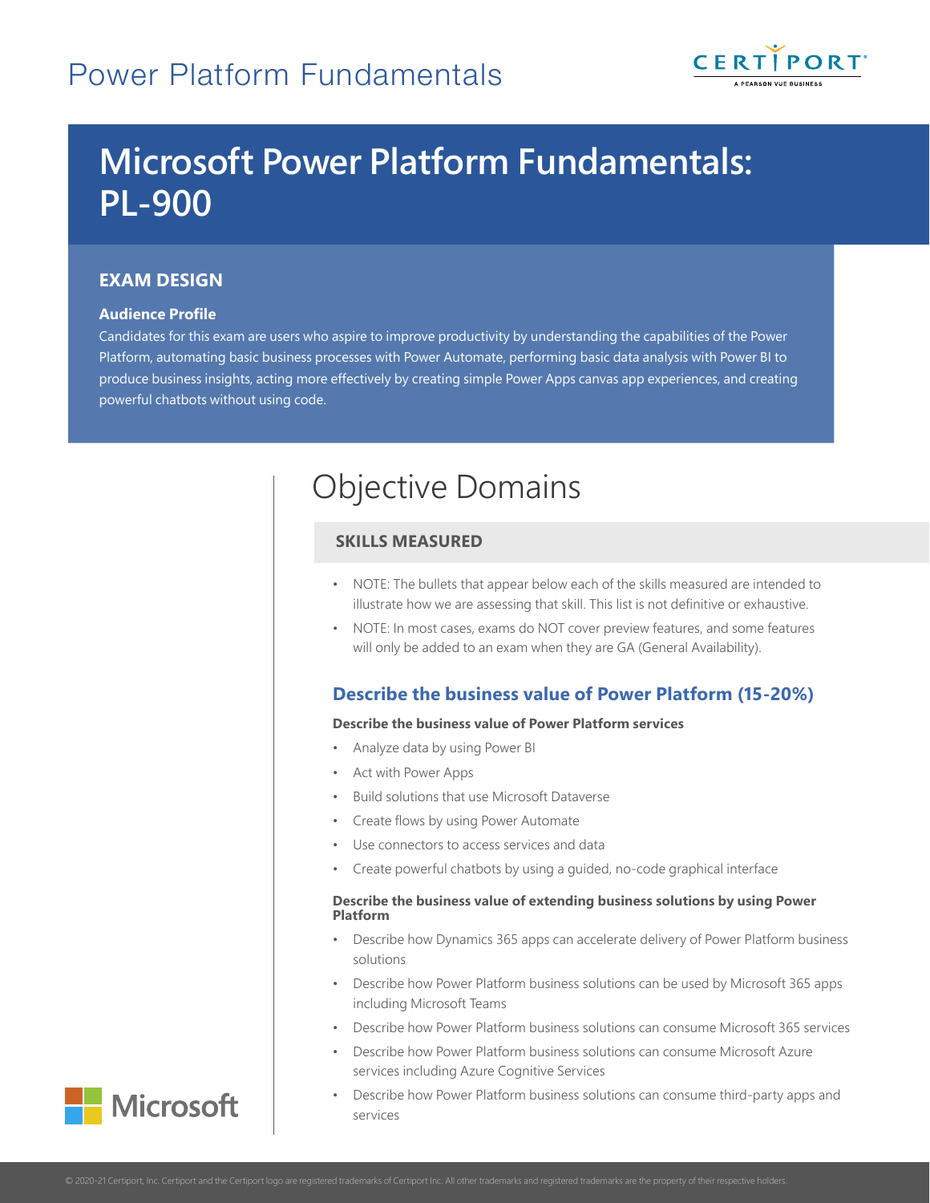# Power Platform Fundamentals

# Microsoft Power Platform Fundamentals: PL-900

## EXAM DESIGN

### Audience Profile

Candidates for this exam are users who aspire to improve productivity by understanding the capabilities of the Power Platform, automating basic business processes with Power Automate, performing basic data analysis with Power BI to produce business insights, acting more effectively by creating simple Power Apps canvas app experiences, and creating powerful chatbots without using code.

# Objective Domains

## SKILLS MEASURED

- NOTE: The bullets that appear below each of the skills measured are intended to illustrate how we are assessing that skill. This list is not definitive or exhaustive.
- NOTE: In most cases, exams do NOT cover preview features, and some features will only be added to an exam when they are GA (General Availability).

### Describe the business value of Power Platform (15-20%)

**Describe the business value of Power Platform services**

- Analyze data by using Power BI
- Act with Power Apps
- Build solutions that use Microsoft Dataverse
- Create flows by using Power Automate
- Use connectors to access services and data
- Create powerful chatbots by using a guided, no-code graphical interface

**Describe the business value of extending business solutions by using Power Platform**

- Describe how Dynamics 365 apps can accelerate delivery of Power Platform business solutions
- Describe how Power Platform business solutions can be used by Microsoft 365 apps including Microsoft Teams
- Describe how Power Platform business solutions can consume Microsoft 365 services
- Describe how Power Platform business solutions can consume Microsoft Azure services including Azure Cognitive Services
- Describe how Power Platform business solutions can consume third-party apps and services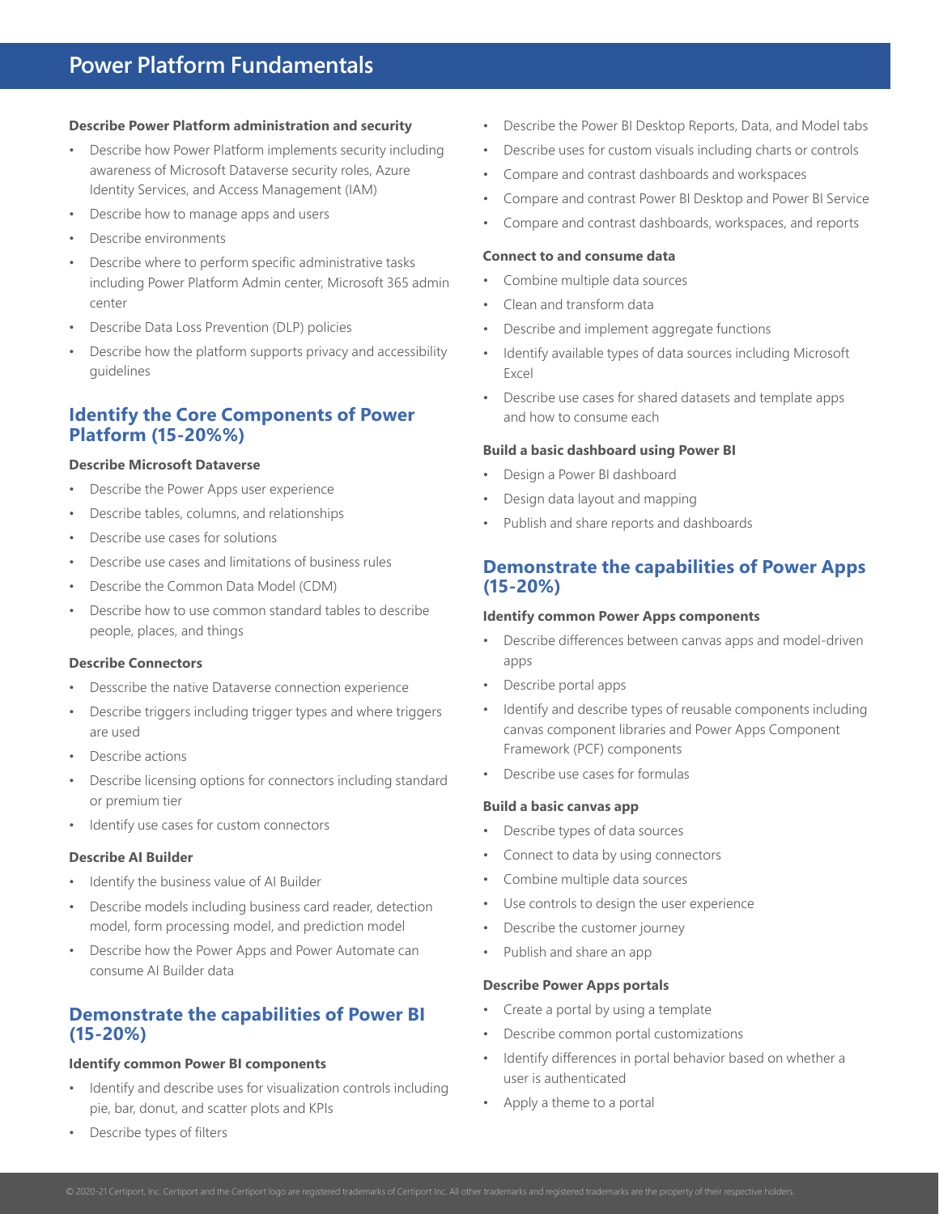# Power Platform Fundamentals

#### Describe Power Platform administration and security

- Describe how Power Platform implements security including awareness of Microsoft Dataverse security roles, Azure Identity Services, and Access Management (IAM)
- Describe how to manage apps and users
- Describe environments
- Describe where to perform specific administrative tasks including Power Platform Admin center, Microsoft 365 admin center
- Describe Data Loss Prevention (DLP) policies
- Describe how the platform supports privacy and accessibility guidelines

## Identify the Core Components of Power Platform (15-20%%)

#### Describe Microsoft Dataverse

- Describe the Power Apps user experience
- Describe tables, columns, and relationships
- Describe use cases for solutions
- Describe use cases and limitations of business rules
- Describe the Common Data Model (CDM)
- Describe how to use common standard tables to describe people, places, and things

#### Describe Connectors

- Desscribe the native Dataverse connection experience
- Describe triggers including trigger types and where triggers are used
- Describe actions
- Describe licensing options for connectors including standard or premium tier
- Identify use cases for custom connectors

#### Describe AI Builder

- Identify the business value of AI Builder
- Describe models including business card reader, detection model, form processing model, and prediction model
- Describe how the Power Apps and Power Automate can consume AI Builder data

## Demonstrate the capabilities of Power BI (15-20%)

#### Identify common Power BI components

- Identify and describe uses for visualization controls including pie, bar, donut, and scatter plots and KPIs
- Describe types of filters
- Describe the Power BI Desktop Reports, Data, and Model tabs
- Describe uses for custom visuals including charts or controls
- Compare and contrast dashboards and workspaces
- Compare and contrast Power BI Desktop and Power BI Service
- Compare and contrast dashboards, workspaces, and reports

#### Connect to and consume data

- Combine multiple data sources
- Clean and transform data
- Describe and implement aggregate functions
- Identify available types of data sources including Microsoft Excel
- Describe use cases for shared datasets and template apps and how to consume each

#### Build a basic dashboard using Power BI

- Design a Power BI dashboard
- Design data layout and mapping
- Publish and share reports and dashboards

## Demonstrate the capabilities of Power Apps (15-20%)

#### Identify common Power Apps components

- Describe differences between canvas apps and model-driven apps
- Describe portal apps
- Identify and describe types of reusable components including canvas component libraries and Power Apps Component Framework (PCF) components
- Describe use cases for formulas

#### Build a basic canvas app

- Describe types of data sources
- Connect to data by using connectors
- Combine multiple data sources
- Use controls to design the user experience
- Describe the customer journey
- Publish and share an app

#### Describe Power Apps portals

- Create a portal by using a template
- Describe common portal customizations
- Identify differences in portal behavior based on whether a user is authenticated
- Apply a theme to a portal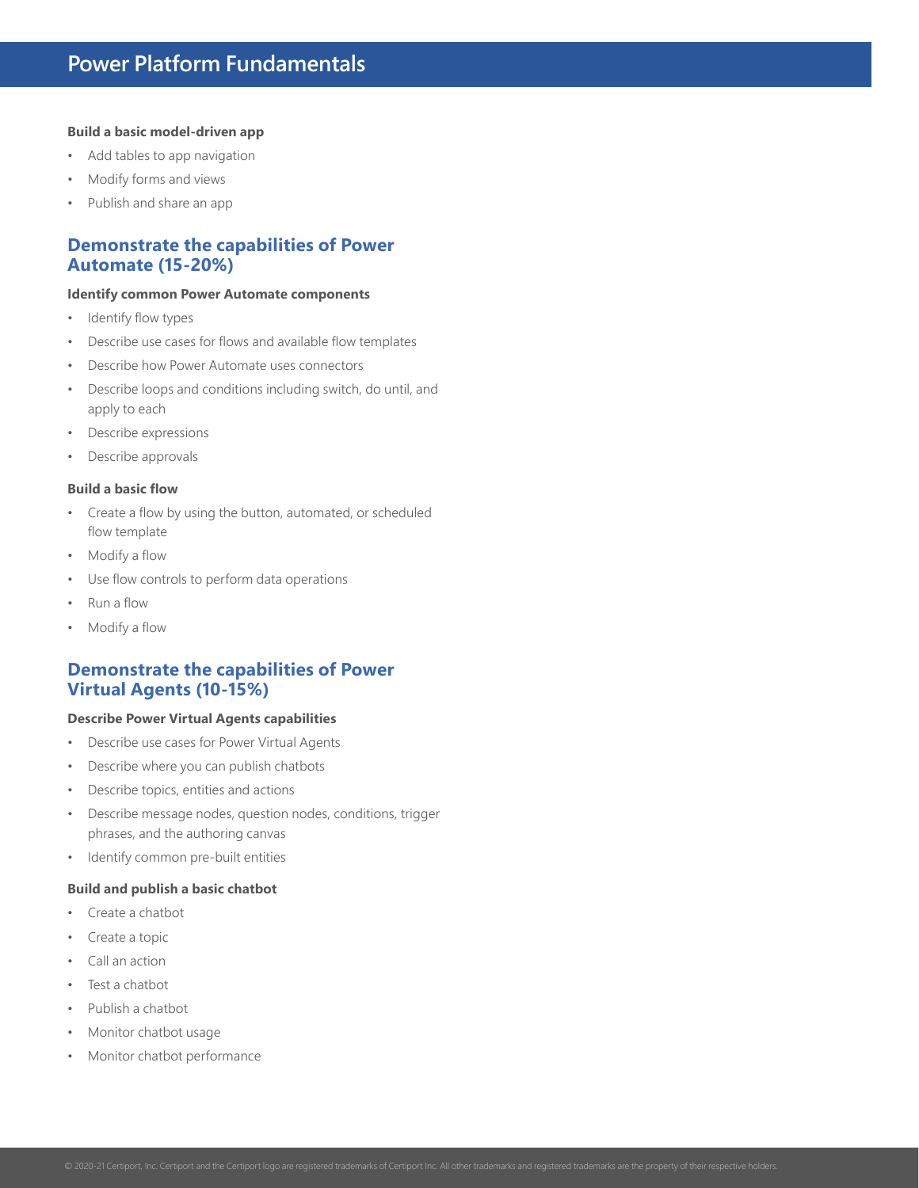#### Build a basic model-driven app

- Add tables to app navigation
- Modify forms and views
- Publish and share an app

## Demonstrate the capabilities of Power Automate (15-20%)

#### Identify common Power Automate components

- Identify flow types
- Describe use cases for flows and available flow templates
- Describe how Power Automate uses connectors
- Describe loops and conditions including switch, do until, and apply to each
- Describe expressions
- Describe approvals

#### Build a basic flow

- Create a flow by using the button, automated, or scheduled flow template
- Modify a flow
- Use flow controls to perform data operations
- Run a flow
- Modify a flow

## Demonstrate the capabilities of Power Virtual Agents (10-15%)

#### Describe Power Virtual Agents capabilities

- Describe use cases for Power Virtual Agents
- Describe where you can publish chatbots
- Describe topics, entities and actions
- Describe message nodes, question nodes, conditions, trigger phrases, and the authoring canvas
- Identify common pre-built entities

#### Build and publish a basic chatbot

- Create a chatbot
- Create a topic
- Call an action
- Test a chatbot
- Publish a chatbot
- Monitor chatbot usage
- Monitor chatbot performance